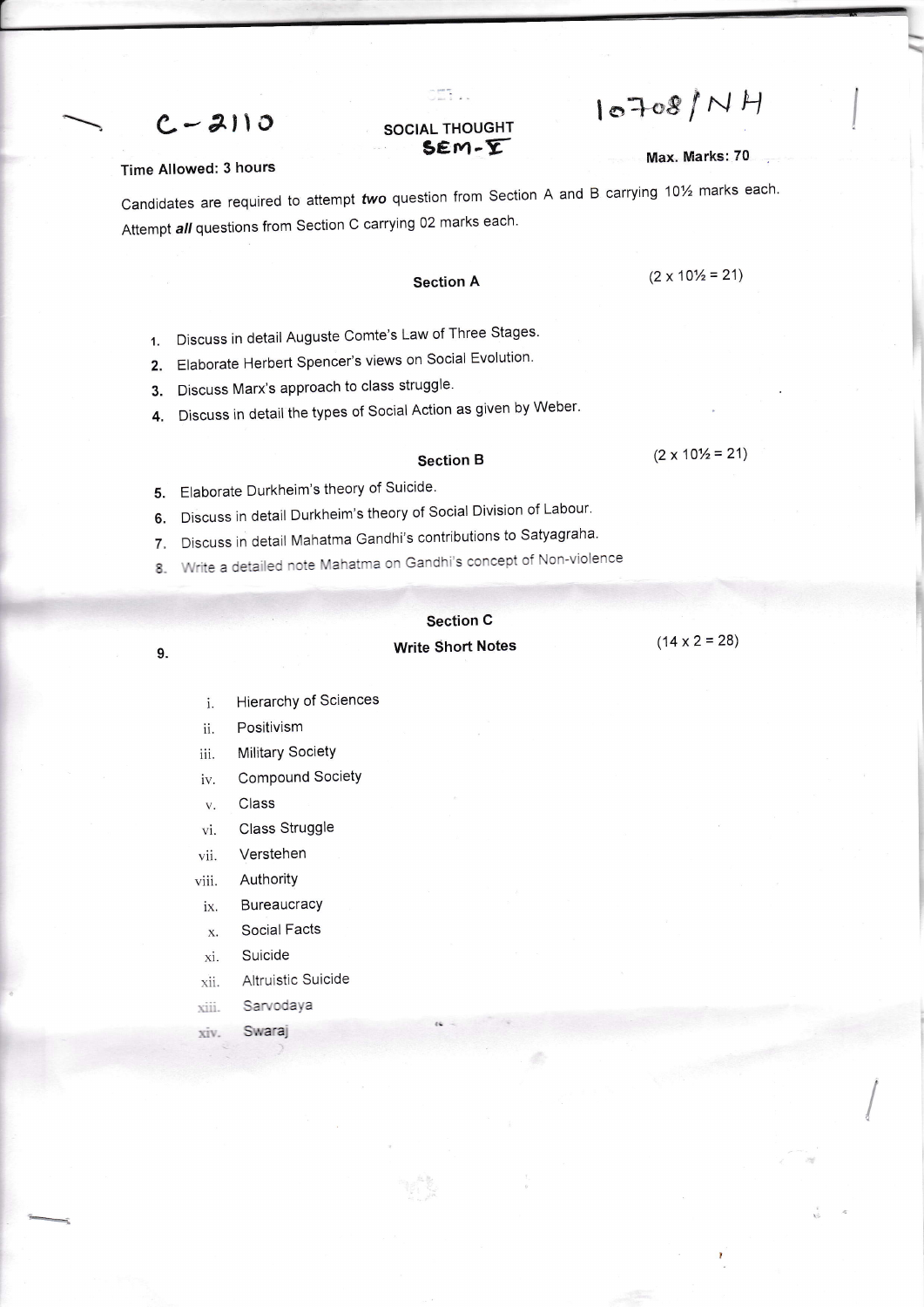C-2110

10708/NH

# SOCIAL THOUGHT
SEM-V

Time Allowed: 3 hours

Max. Marks: 70

Candidates are required to attempt *two* question from Section A and B carrying 10½ marks each. Attempt *all* questions from Section C carrying 02 marks each.

## Section A

(2 x 10½ = 21)

1. Discuss in detail Auguste Comte's Law of Three Stages.
2. Elaborate Herbert Spencer's views on Social Evolution.
3. Discuss Marx's approach to class struggle.
4. Discuss in detail the types of Social Action as given by Weber.

## Section B

(2 x 10½ = 21)

5. Elaborate Durkheim's theory of Suicide.
6. Discuss in detail Durkheim's theory of Social Division of Labour.
7. Discuss in detail Mahatma Gandhi's contributions to Satyagraha.
8. Write a detailed note Mahatma on Gandhi's concept of Non-violence

## Section C

9. **Write Short Notes**

(14 x 2 = 28)

i. Hierarchy of Sciences
ii. Positivism
iii. Military Society
iv. Compound Society
v. Class
vi. Class Struggle
vii. Verstehen
viii. Authority
ix. Bureaucracy
x. Social Facts
xi. Suicide
xii. Altruistic Suicide
xiii. Sarvodaya
xiv. Swaraj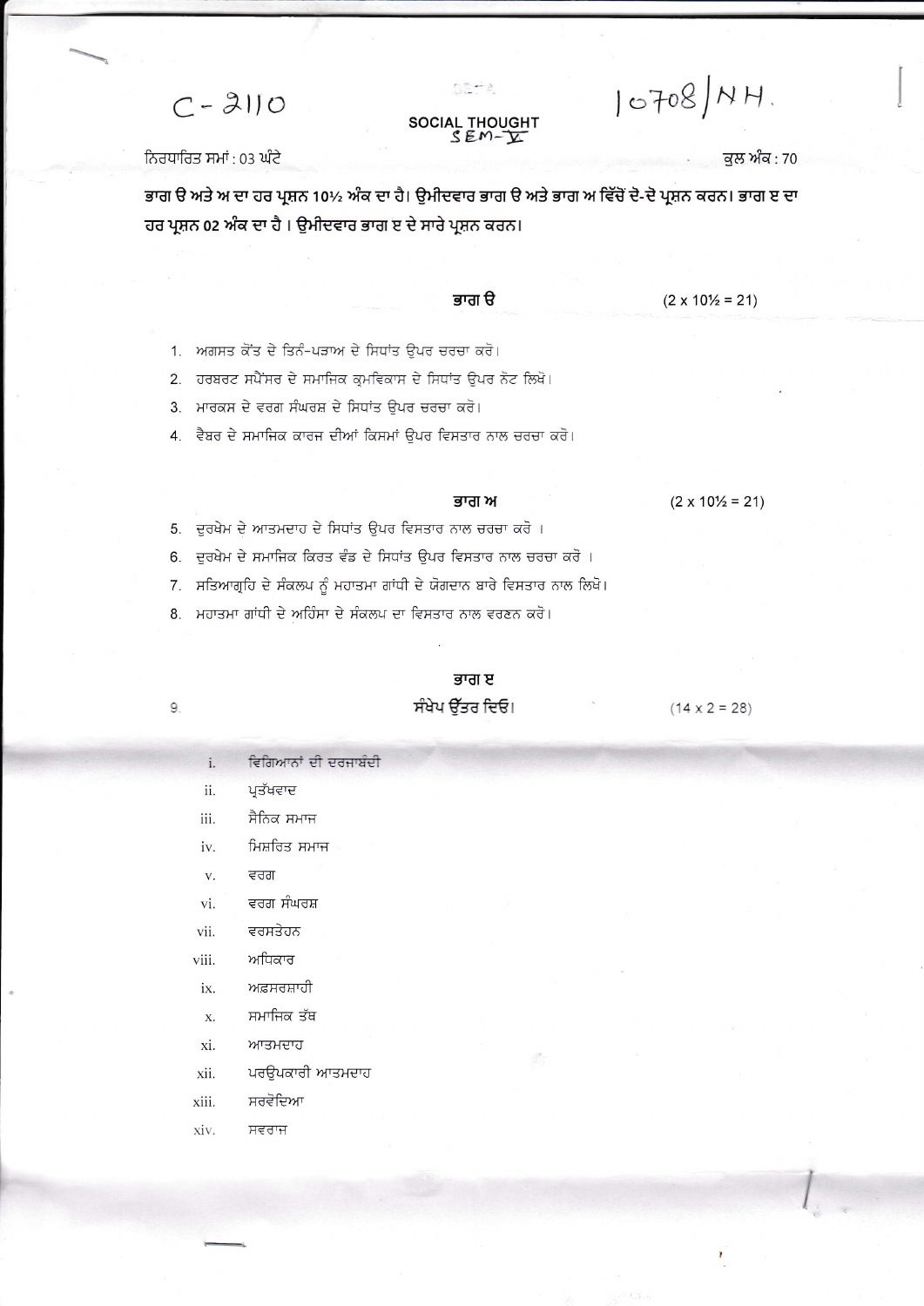C-2110 &emsp;&emsp;&emsp;&emsp; 10708/NH.

## SOCIAL THOUGHT
SEM-V

ਨਿਰਧਾਰਿਤ ਸਮਾਂ : 03 ਘੰਟੇ &emsp;&emsp;&emsp;&emsp; ਕੁਲ ਅੰਕ : 70

**ਭਾਗ ੳ ਅਤੇ ਅ ਦਾ ਹਰ ਪ੍ਰਸ਼ਨ 10½ ਅੰਕ ਦਾ ਹੈ। ਉਮੀਦਵਾਰ ਭਾਗ ੳ ਅਤੇ ਭਾਗ ਅ ਵਿੱਚੋਂ ਦੋ-ਦੋ ਪ੍ਰਸ਼ਨ ਕਰਨ। ਭਾਗ ੲ ਦਾ ਹਰ ਪ੍ਰਸ਼ਨ 02 ਅੰਕ ਦਾ ਹੈ। ਉਮੀਦਵਾਰ ਭਾਗ ੲ ਦੇ ਸਾਰੇ ਪ੍ਰਸ਼ਨ ਕਰਨ।**

### ਭਾਗ ੳ &emsp;&emsp;&emsp;&emsp; (2 x 10½ = 21)

1. ਅਗਸਤ ਕੋਂਤ ਦੇ ਤਿਨੰ-ਪੜਾਅ ਦੇ ਸਿਧਾਂਤ ਉਪਰ ਚਰਚਾ ਕਰੋ।
2. ਹਰਬਰਟ ਸਪੈਂਸਰ ਦੇ ਸਮਾਜਿਕ ਕ੍ਰਮਵਿਕਾਸ ਦੇ ਸਿਧਾਂਤ ਉਪਰ ਨੋਟ ਲਿਖੋ।
3. ਮਾਰਕਸ ਦੇ ਵਰਗ ਸੰਘਰਸ਼ ਦੇ ਸਿਧਾਂਤ ਉਪਰ ਚਰਚਾ ਕਰੋ।
4. ਵੈਬਰ ਦੇ ਸਮਾਜਿਕ ਕਾਰਜ ਦੀਆਂ ਕਿਸਮਾਂ ਉਪਰ ਵਿਸਤਾਰ ਨਾਲ ਚਰਚਾ ਕਰੋ।

### ਭਾਗ ਅ &emsp;&emsp;&emsp;&emsp; (2 x 10½ = 21)

5. ਦੁਰਖੇਮ ਦੇ ਆਤਮਦਾਹ ਦੇ ਸਿਧਾਂਤ ਉਪਰ ਵਿਸਤਾਰ ਨਾਲ ਚਰਚਾ ਕਰੋ।
6. ਦੁਰਖੇਮ ਦੇ ਸਮਾਜਿਕ ਕਿਰਤ ਵੰਡ ਦੇ ਸਿਧਾਂਤ ਉਪਰ ਵਿਸਤਾਰ ਨਾਲ ਚਰਚਾ ਕਰੋ।
7. ਸਤਿਆਗ੍ਰਹਿ ਦੇ ਸੰਕਲਪ ਨੂੰ ਮਹਾਤਮਾ ਗਾਂਧੀ ਦੇ ਯੋਗਦਾਨ ਬਾਰੇ ਵਿਸਤਾਰ ਨਾਲ ਲਿਖੋ।
8. ਮਹਾਤਮਾ ਗਾਂਧੀ ਦੇ ਅਹਿੰਸਾ ਦੇ ਸੰਕਲਪ ਦਾ ਵਿਸਤਾਰ ਨਾਲ ਵਰਣਨ ਕਰੋ।

### ਭਾਗ ੲ

9. ਸੰਖੇਪ ਉੱਤਰ ਦਿਓ। &emsp;&emsp;&emsp;&emsp; (14 x 2 = 28)

i. ਵਿਗਿਆਨਾਂ ਦੀ ਦਰਜਾਬੰਦੀ
ii. ਪ੍ਰਤੱਖਵਾਦ
iii. ਸੈਨਿਕ ਸਮਾਜ
iv. ਮਿਸ਼ਰਿਤ ਸਮਾਜ
v. ਵਰਗ
vi. ਵਰਗ ਸੰਘਰਸ਼
vii. ਵਰਸਤੇਹਨ
viii. ਅਧਿਕਾਰ
ix. ਅਫ਼ਸਰਸ਼ਾਹੀ
x. ਸਮਾਜਿਕ ਤੱਥ
xi. ਆਤਮਦਾਹ
xii. ਪਰਉਪਕਾਰੀ ਆਤਮਦਾਹ
xiii. ਸਰਵੋਦਿਆ
xiv. ਸਵਰਾਜ